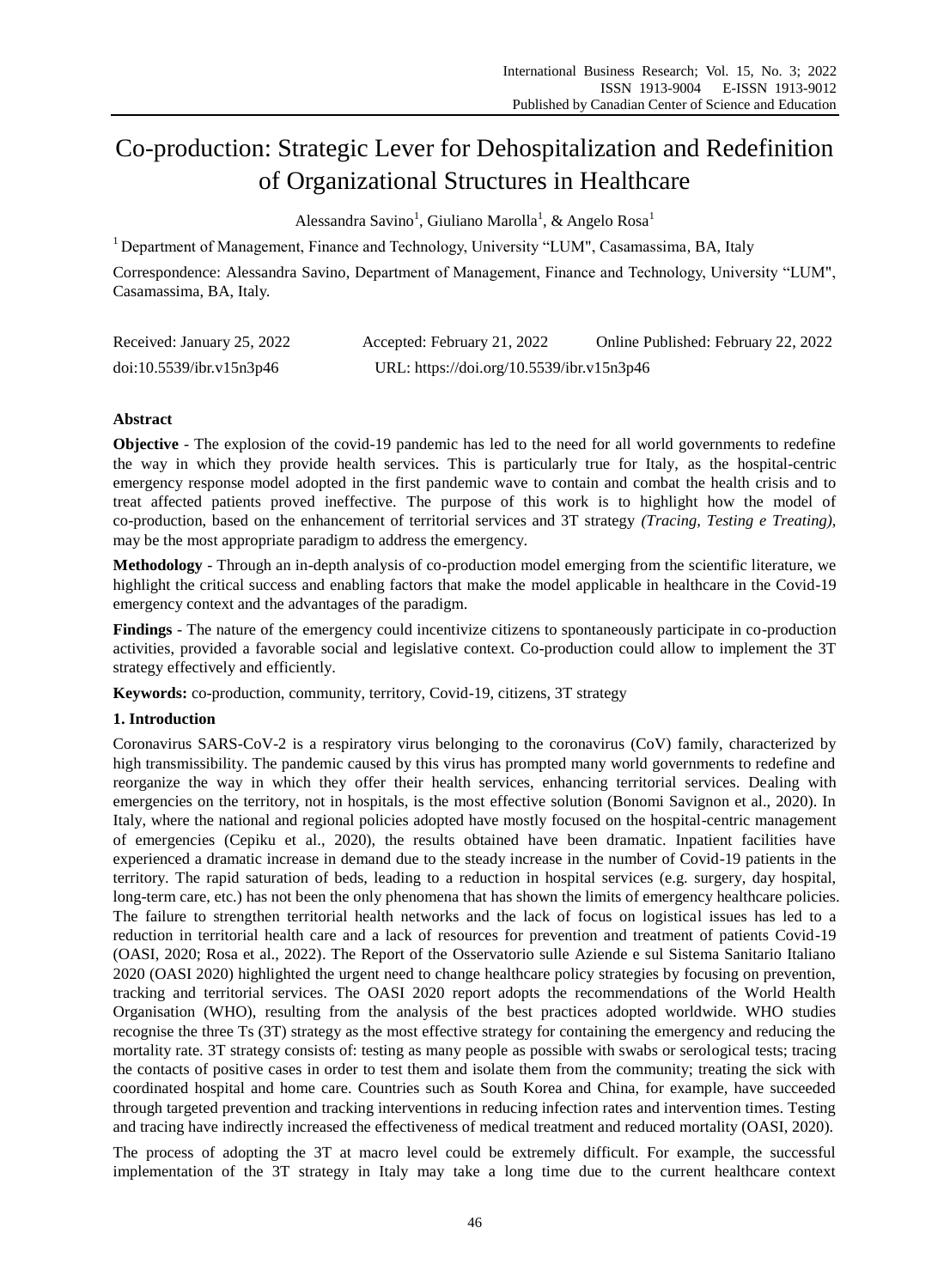# Co-production: Strategic Lever for Dehospitalization and Redefinition of Organizational Structures in Healthcare

Alessandra Savino[1], Giuliano Marolla[1], & Angelo Rosa[1]

[1] Department of Management, Finance and Technology, University "LUM", Casamassima, BA, Italy

Correspondence: Alessandra Savino, Department of Management, Finance and Technology, University "LUM", Casamassima, BA, Italy.

Received: January 25, 2022 Accepted: February 21, 2022 Online Published: February 22, 2022

doi:10.5539/ibr.v15n3p46 URL: https://doi.org/10.5539/ibr.v15n3p46

**Abstract**

**Objective** - The explosion of the covid-19 pandemic has led to the need for all world governments to redefine the way in which they provide health services. This is particularly true for Italy, as the hospital-centric emergency response model adopted in the first pandemic wave to contain and combat the health crisis and to treat affected patients proved ineffective. The purpose of this work is to highlight how the model of co-production, based on the enhancement of territorial services and 3T strategy *(Tracing, Testing e Treating)*, may be the most appropriate paradigm to address the emergency.

**Methodology** - Through an in-depth analysis of co-production model emerging from the scientific literature, we highlight the critical success and enabling factors that make the model applicable in healthcare in the Covid-19 emergency context and the advantages of the paradigm.

**Findings** - The nature of the emergency could incentivize citizens to spontaneously participate in co-production activities, provided a favorable social and legislative context. Co-production could allow to implement the 3T strategy effectively and efficiently.

**Keywords:** co-production, community, territory, Covid-19, citizens, 3T strategy

## 1. Introduction

Coronavirus SARS-CoV-2 is a respiratory virus belonging to the coronavirus (CoV) family, characterized by high transmissibility. The pandemic caused by this virus has prompted many world governments to redefine and reorganize the way in which they offer their health services, enhancing territorial services. Dealing with emergencies on the territory, not in hospitals, is the most effective solution (Bonomi Savignon et al., 2020). In Italy, where the national and regional policies adopted have mostly focused on the hospital-centric management of emergencies (Cepiku et al., 2020), the results obtained have been dramatic. Inpatient facilities have experienced a dramatic increase in demand due to the steady increase in the number of Covid-19 patients in the territory. The rapid saturation of beds, leading to a reduction in hospital services (e.g. surgery, day hospital, long-term care, etc.) has not been the only phenomena that has shown the limits of emergency healthcare policies. The failure to strengthen territorial health networks and the lack of focus on logistical issues has led to a reduction in territorial health care and a lack of resources for prevention and treatment of patients Covid-19 (OASI, 2020; Rosa et al., 2022). The Report of the Osservatorio sulle Aziende e sul Sistema Sanitario Italiano 2020 (OASI 2020) highlighted the urgent need to change healthcare policy strategies by focusing on prevention, tracking and territorial services. The OASI 2020 report adopts the recommendations of the World Health Organisation (WHO), resulting from the analysis of the best practices adopted worldwide. WHO studies recognise the three Ts (3T) strategy as the most effective strategy for containing the emergency and reducing the mortality rate. 3T strategy consists of: testing as many people as possible with swabs or serological tests; tracing the contacts of positive cases in order to test them and isolate them from the community; treating the sick with coordinated hospital and home care. Countries such as South Korea and China, for example, have succeeded through targeted prevention and tracking interventions in reducing infection rates and intervention times. Testing and tracing have indirectly increased the effectiveness of medical treatment and reduced mortality (OASI, 2020).

The process of adopting the 3T at macro level could be extremely difficult. For example, the successful implementation of the 3T strategy in Italy may take a long time due to the current healthcare context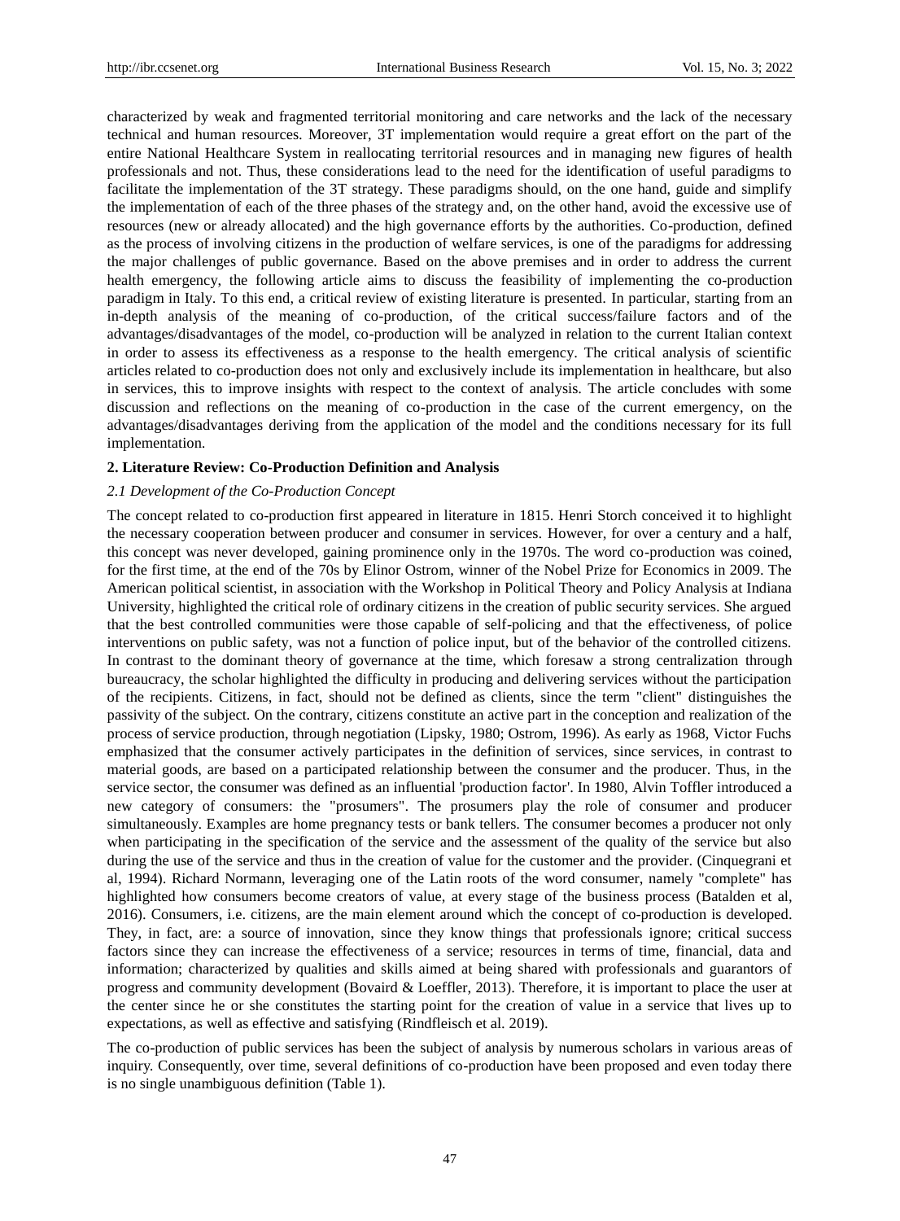characterized by weak and fragmented territorial monitoring and care networks and the lack of the necessary technical and human resources. Moreover, 3T implementation would require a great effort on the part of the entire National Healthcare System in reallocating territorial resources and in managing new figures of health professionals and not. Thus, these considerations lead to the need for the identification of useful paradigms to facilitate the implementation of the 3T strategy. These paradigms should, on the one hand, guide and simplify the implementation of each of the three phases of the strategy and, on the other hand, avoid the excessive use of resources (new or already allocated) and the high governance efforts by the authorities. Co-production, defined as the process of involving citizens in the production of welfare services, is one of the paradigms for addressing the major challenges of public governance. Based on the above premises and in order to address the current health emergency, the following article aims to discuss the feasibility of implementing the co-production paradigm in Italy. To this end, a critical review of existing literature is presented. In particular, starting from an in-depth analysis of the meaning of co-production, of the critical success/failure factors and of the advantages/disadvantages of the model, co-production will be analyzed in relation to the current Italian context in order to assess its effectiveness as a response to the health emergency. The critical analysis of scientific articles related to co-production does not only and exclusively include its implementation in healthcare, but also in services, this to improve insights with respect to the context of analysis. The article concludes with some discussion and reflections on the meaning of co-production in the case of the current emergency, on the advantages/disadvantages deriving from the application of the model and the conditions necessary for its full implementation.

## 2. Literature Review: Co-Production Definition and Analysis

### *2.1 Development of the Co-Production Concept*

The concept related to co-production first appeared in literature in 1815. Henri Storch conceived it to highlight the necessary cooperation between producer and consumer in services. However, for over a century and a half, this concept was never developed, gaining prominence only in the 1970s. The word co-production was coined, for the first time, at the end of the 70s by Elinor Ostrom, winner of the Nobel Prize for Economics in 2009. The American political scientist, in association with the Workshop in Political Theory and Policy Analysis at Indiana University, highlighted the critical role of ordinary citizens in the creation of public security services. She argued that the best controlled communities were those capable of self-policing and that the effectiveness, of police interventions on public safety, was not a function of police input, but of the behavior of the controlled citizens. In contrast to the dominant theory of governance at the time, which foresaw a strong centralization through bureaucracy, the scholar highlighted the difficulty in producing and delivering services without the participation of the recipients. Citizens, in fact, should not be defined as clients, since the term "client" distinguishes the passivity of the subject. On the contrary, citizens constitute an active part in the conception and realization of the process of service production, through negotiation (Lipsky, 1980; Ostrom, 1996). As early as 1968, Victor Fuchs emphasized that the consumer actively participates in the definition of services, since services, in contrast to material goods, are based on a participated relationship between the consumer and the producer. Thus, in the service sector, the consumer was defined as an influential 'production factor'. In 1980, Alvin Toffler introduced a new category of consumers: the "prosumers". The prosumers play the role of consumer and producer simultaneously. Examples are home pregnancy tests or bank tellers. The consumer becomes a producer not only when participating in the specification of the service and the assessment of the quality of the service but also during the use of the service and thus in the creation of value for the customer and the provider. (Cinquegrani et al, 1994). Richard Normann, leveraging one of the Latin roots of the word consumer, namely "complete" has highlighted how consumers become creators of value, at every stage of the business process (Batalden et al, 2016). Consumers, i.e. citizens, are the main element around which the concept of co-production is developed. They, in fact, are: a source of innovation, since they know things that professionals ignore; critical success factors since they can increase the effectiveness of a service; resources in terms of time, financial, data and information; characterized by qualities and skills aimed at being shared with professionals and guarantors of progress and community development (Bovaird & Loeffler, 2013). Therefore, it is important to place the user at the center since he or she constitutes the starting point for the creation of value in a service that lives up to expectations, as well as effective and satisfying (Rindfleisch et al. 2019).

The co-production of public services has been the subject of analysis by numerous scholars in various areas of inquiry. Consequently, over time, several definitions of co-production have been proposed and even today there is no single unambiguous definition (Table 1).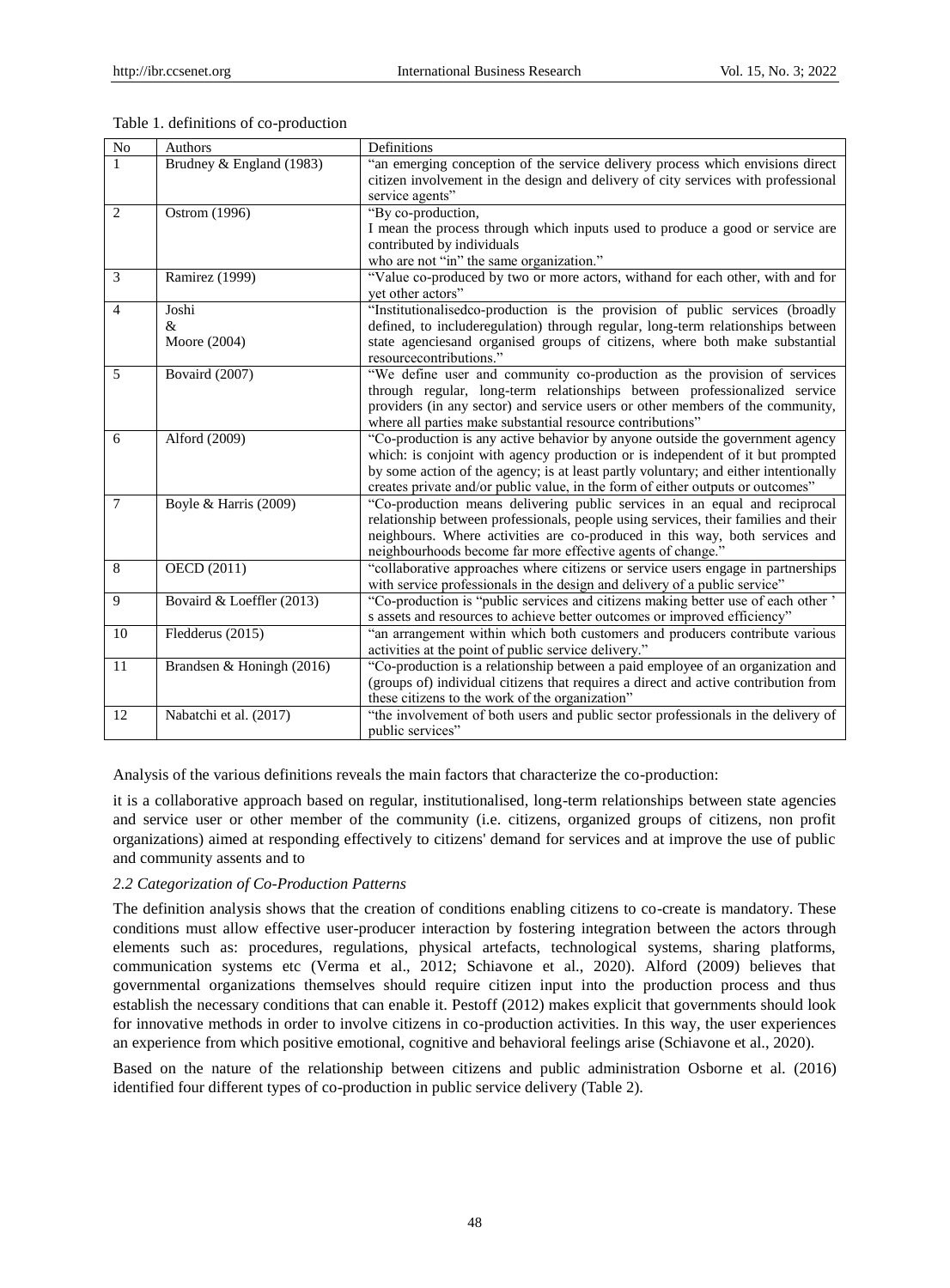Table 1. definitions of co-production

| No | Authors | Definitions |
| --- | --- | --- |
| 1 | Brudney & England (1983) | "an emerging conception of the service delivery process which envisions direct citizen involvement in the design and delivery of city services with professional service agents" |
| 2 | Ostrom (1996) | "By co-production, I mean the process through which inputs used to produce a good or service are contributed by individuals who are not "in" the same organization." |
| 3 | Ramirez (1999) | "Value co-produced by two or more actors, withand for each other, with and for yet other actors" |
| 4 | Joshi & Moore (2004) | "Institutionalisedco-production is the provision of public services (broadly defined, to includeregulation) through regular, long-term relationships between state agenciesand organised groups of citizens, where both make substantial resourcecontributions." |
| 5 | Bovaird (2007) | "We define user and community co-production as the provision of services through regular, long-term relationships between professionalized service providers (in any sector) and service users or other members of the community, where all parties make substantial resource contributions" |
| 6 | Alford (2009) | "Co-production is any active behavior by anyone outside the government agency which: is conjoint with agency production or is independent of it but prompted by some action of the agency; is at least partly voluntary; and either intentionally creates private and/or public value, in the form of either outputs or outcomes" |
| 7 | Boyle & Harris (2009) | "Co-production means delivering public services in an equal and reciprocal relationship between professionals, people using services, their families and their neighbours. Where activities are co-produced in this way, both services and neighbourhoods become far more effective agents of change." |
| 8 | OECD (2011) | "collaborative approaches where citizens or service users engage in partnerships with service professionals in the design and delivery of a public service" |
| 9 | Bovaird & Loeffler (2013) | "Co-production is "public services and citizens making better use of each other ' s assets and resources to achieve better outcomes or improved efficiency" |
| 10 | Fledderus (2015) | "an arrangement within which both customers and producers contribute various activities at the point of public service delivery." |
| 11 | Brandsen & Honingh (2016) | "Co-production is a relationship between a paid employee of an organization and (groups of) individual citizens that requires a direct and active contribution from these citizens to the work of the organization" |
| 12 | Nabatchi et al. (2017) | "the involvement of both users and public sector professionals in the delivery of public services" |

Analysis of the various definitions reveals the main factors that characterize the co-production:

it is a collaborative approach based on regular, institutionalised, long-term relationships between state agencies and service user or other member of the community (i.e. citizens, organized groups of citizens, non profit organizations) aimed at responding effectively to citizens' demand for services and at improve the use of public and community assents and to

### *2.2 Categorization of Co-Production Patterns*

The definition analysis shows that the creation of conditions enabling citizens to co-create is mandatory. These conditions must allow effective user-producer interaction by fostering integration between the actors through elements such as: procedures, regulations, physical artefacts, technological systems, sharing platforms, communication systems etc (Verma et al., 2012; Schiavone et al., 2020). Alford (2009) believes that governmental organizations themselves should require citizen input into the production process and thus establish the necessary conditions that can enable it. Pestoff (2012) makes explicit that governments should look for innovative methods in order to involve citizens in co-production activities. In this way, the user experiences an experience from which positive emotional, cognitive and behavioral feelings arise (Schiavone et al., 2020).

Based on the nature of the relationship between citizens and public administration Osborne et al. (2016) identified four different types of co-production in public service delivery (Table 2).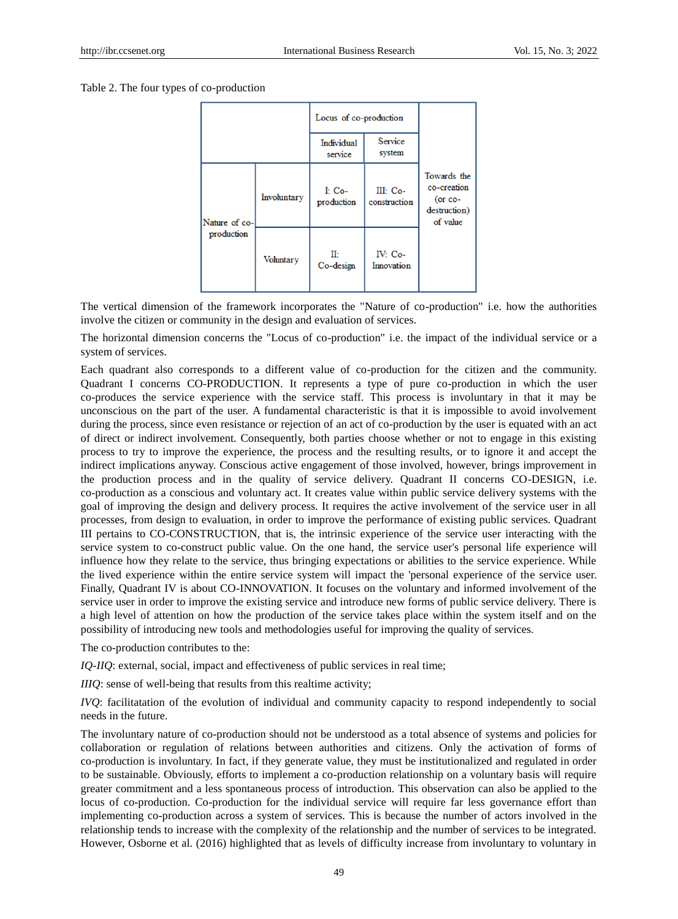Table 2. The four types of co-production

| | | Locus of co-production | | |
|---|---|---|---|---|
| | | Individual service | Service system | Towards the co-creation (or co-destruction) of value |
| Nature of co-production | Involuntary | I: Co-production | III: Co-construction | |
| | Voluntary | II: Co-design | IV: Co-Innovation | |

The vertical dimension of the framework incorporates the "Nature of co-production" i.e. how the authorities involve the citizen or community in the design and evaluation of services.

The horizontal dimension concerns the "Locus of co-production" i.e. the impact of the individual service or a system of services.

Each quadrant also corresponds to a different value of co-production for the citizen and the community. Quadrant I concerns CO-PRODUCTION. It represents a type of pure co-production in which the user co-produces the service experience with the service staff. This process is involuntary in that it may be unconscious on the part of the user. A fundamental characteristic is that it is impossible to avoid involvement during the process, since even resistance or rejection of an act of co-production by the user is equated with an act of direct or indirect involvement. Consequently, both parties choose whether or not to engage in this existing process to try to improve the experience, the process and the resulting results, or to ignore it and accept the indirect implications anyway. Conscious active engagement of those involved, however, brings improvement in the production process and in the quality of service delivery. Quadrant II concerns CO-DESIGN, i.e. co-production as a conscious and voluntary act. It creates value within public service delivery systems with the goal of improving the design and delivery process. It requires the active involvement of the service user in all processes, from design to evaluation, in order to improve the performance of existing public services. Quadrant III pertains to CO-CONSTRUCTION, that is, the intrinsic experience of the service user interacting with the service system to co-construct public value. On the one hand, the service user's personal life experience will influence how they relate to the service, thus bringing expectations or abilities to the service experience. While the lived experience within the entire service system will impact the 'personal experience of the service user. Finally, Quadrant IV is about CO-INNOVATION. It focuses on the voluntary and informed involvement of the service user in order to improve the existing service and introduce new forms of public service delivery. There is a high level of attention on how the production of the service takes place within the system itself and on the possibility of introducing new tools and methodologies useful for improving the quality of services.

The co-production contributes to the:

*IQ-IIQ*: external, social, impact and effectiveness of public services in real time;

*IIIQ*: sense of well-being that results from this realtime activity;

*IVQ*: facilitatation of the evolution of individual and community capacity to respond independently to social needs in the future.

The involuntary nature of co-production should not be understood as a total absence of systems and policies for collaboration or regulation of relations between authorities and citizens. Only the activation of forms of co-production is involuntary. In fact, if they generate value, they must be institutionalized and regulated in order to be sustainable. Obviously, efforts to implement a co-production relationship on a voluntary basis will require greater commitment and a less spontaneous process of introduction. This observation can also be applied to the locus of co-production. Co-production for the individual service will require far less governance effort than implementing co-production across a system of services. This is because the number of actors involved in the relationship tends to increase with the complexity of the relationship and the number of services to be integrated. However, Osborne et al. (2016) highlighted that as levels of difficulty increase from involuntary to voluntary in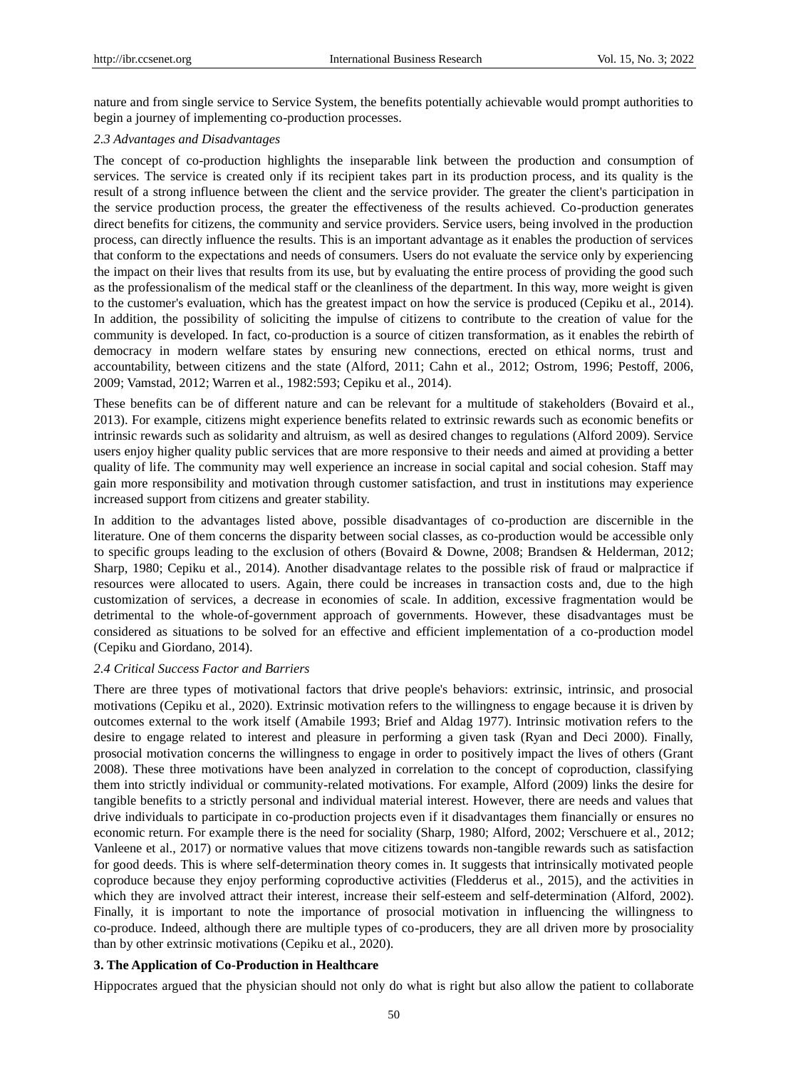nature and from single service to Service System, the benefits potentially achievable would prompt authorities to begin a journey of implementing co-production processes.

### *2.3 Advantages and Disadvantages*

The concept of co-production highlights the inseparable link between the production and consumption of services. The service is created only if its recipient takes part in its production process, and its quality is the result of a strong influence between the client and the service provider. The greater the client's participation in the service production process, the greater the effectiveness of the results achieved. Co-production generates direct benefits for citizens, the community and service providers. Service users, being involved in the production process, can directly influence the results. This is an important advantage as it enables the production of services that conform to the expectations and needs of consumers. Users do not evaluate the service only by experiencing the impact on their lives that results from its use, but by evaluating the entire process of providing the good such as the professionalism of the medical staff or the cleanliness of the department. In this way, more weight is given to the customer's evaluation, which has the greatest impact on how the service is produced (Cepiku et al., 2014). In addition, the possibility of soliciting the impulse of citizens to contribute to the creation of value for the community is developed. In fact, co-production is a source of citizen transformation, as it enables the rebirth of democracy in modern welfare states by ensuring new connections, erected on ethical norms, trust and accountability, between citizens and the state (Alford, 2011; Cahn et al., 2012; Ostrom, 1996; Pestoff, 2006, 2009; Vamstad, 2012; Warren et al., 1982:593; Cepiku et al., 2014).

These benefits can be of different nature and can be relevant for a multitude of stakeholders (Bovaird et al., 2013). For example, citizens might experience benefits related to extrinsic rewards such as economic benefits or intrinsic rewards such as solidarity and altruism, as well as desired changes to regulations (Alford 2009). Service users enjoy higher quality public services that are more responsive to their needs and aimed at providing a better quality of life. The community may well experience an increase in social capital and social cohesion. Staff may gain more responsibility and motivation through customer satisfaction, and trust in institutions may experience increased support from citizens and greater stability.

In addition to the advantages listed above, possible disadvantages of co-production are discernible in the literature. One of them concerns the disparity between social classes, as co-production would be accessible only to specific groups leading to the exclusion of others (Bovaird & Downe, 2008; Brandsen & Helderman, 2012; Sharp, 1980; Cepiku et al., 2014). Another disadvantage relates to the possible risk of fraud or malpractice if resources were allocated to users. Again, there could be increases in transaction costs and, due to the high customization of services, a decrease in economies of scale. In addition, excessive fragmentation would be detrimental to the whole-of-government approach of governments. However, these disadvantages must be considered as situations to be solved for an effective and efficient implementation of a co-production model (Cepiku and Giordano, 2014).

### *2.4 Critical Success Factor and Barriers*

There are three types of motivational factors that drive people's behaviors: extrinsic, intrinsic, and prosocial motivations (Cepiku et al., 2020). Extrinsic motivation refers to the willingness to engage because it is driven by outcomes external to the work itself (Amabile 1993; Brief and Aldag 1977). Intrinsic motivation refers to the desire to engage related to interest and pleasure in performing a given task (Ryan and Deci 2000). Finally, prosocial motivation concerns the willingness to engage in order to positively impact the lives of others (Grant 2008). These three motivations have been analyzed in correlation to the concept of coproduction, classifying them into strictly individual or community-related motivations. For example, Alford (2009) links the desire for tangible benefits to a strictly personal and individual material interest. However, there are needs and values that drive individuals to participate in co-production projects even if it disadvantages them financially or ensures no economic return. For example there is the need for sociality (Sharp, 1980; Alford, 2002; Verschuere et al., 2012; Vanleene et al., 2017) or normative values that move citizens towards non-tangible rewards such as satisfaction for good deeds. This is where self-determination theory comes in. It suggests that intrinsically motivated people coproduce because they enjoy performing coproductive activities (Fledderus et al., 2015), and the activities in which they are involved attract their interest, increase their self-esteem and self-determination (Alford, 2002). Finally, it is important to note the importance of prosocial motivation in influencing the willingness to co-produce. Indeed, although there are multiple types of co-producers, they are all driven more by prosociality than by other extrinsic motivations (Cepiku et al., 2020).

## 3. The Application of Co-Production in Healthcare

Hippocrates argued that the physician should not only do what is right but also allow the patient to collaborate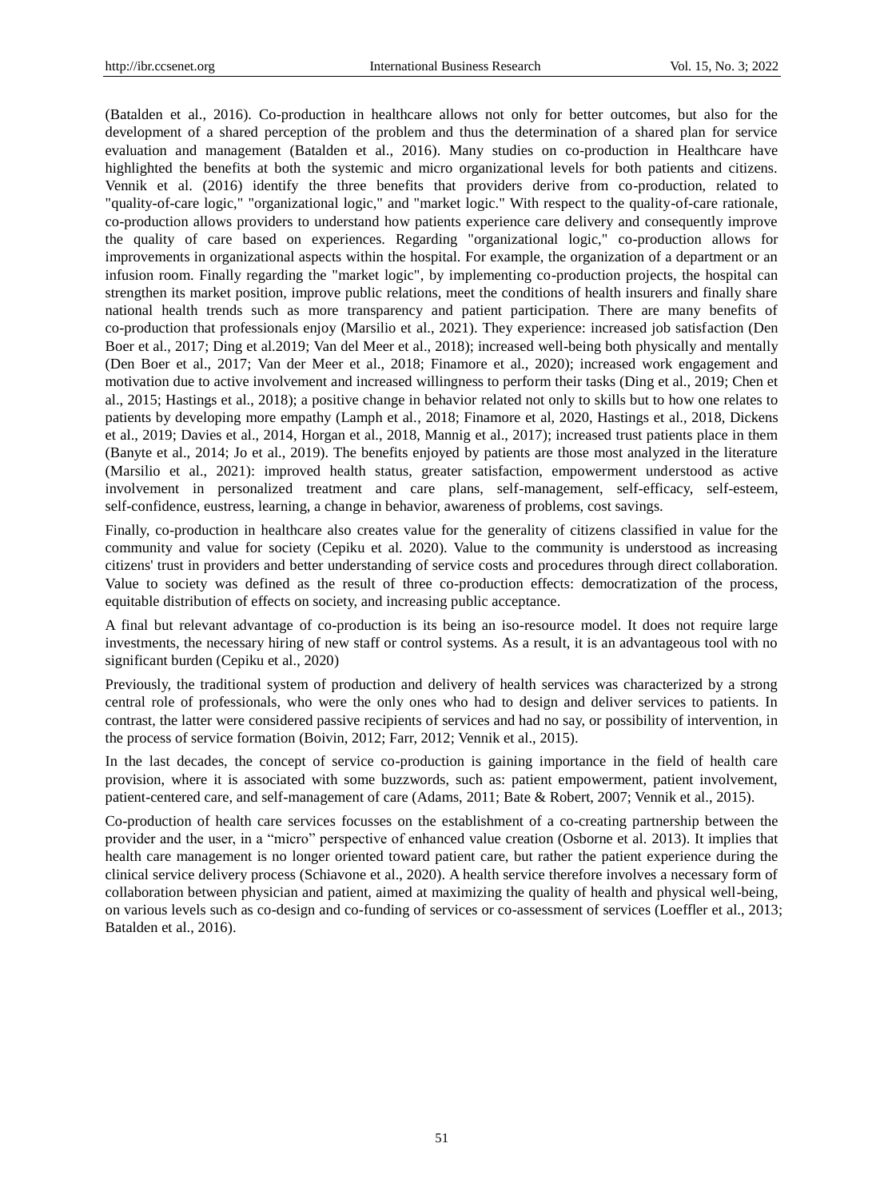(Batalden et al., 2016). Co-production in healthcare allows not only for better outcomes, but also for the development of a shared perception of the problem and thus the determination of a shared plan for service evaluation and management (Batalden et al., 2016). Many studies on co-production in Healthcare have highlighted the benefits at both the systemic and micro organizational levels for both patients and citizens. Vennik et al. (2016) identify the three benefits that providers derive from co-production, related to "quality-of-care logic," "organizational logic," and "market logic." With respect to the quality-of-care rationale, co-production allows providers to understand how patients experience care delivery and consequently improve the quality of care based on experiences. Regarding "organizational logic," co-production allows for improvements in organizational aspects within the hospital. For example, the organization of a department or an infusion room. Finally regarding the "market logic", by implementing co-production projects, the hospital can strengthen its market position, improve public relations, meet the conditions of health insurers and finally share national health trends such as more transparency and patient participation. There are many benefits of co-production that professionals enjoy (Marsilio et al., 2021). They experience: increased job satisfaction (Den Boer et al., 2017; Ding et al.2019; Van del Meer et al., 2018); increased well-being both physically and mentally (Den Boer et al., 2017; Van der Meer et al., 2018; Finamore et al., 2020); increased work engagement and motivation due to active involvement and increased willingness to perform their tasks (Ding et al., 2019; Chen et al., 2015; Hastings et al., 2018); a positive change in behavior related not only to skills but to how one relates to patients by developing more empathy (Lamph et al., 2018; Finamore et al, 2020, Hastings et al., 2018, Dickens et al., 2019; Davies et al., 2014, Horgan et al., 2018, Mannig et al., 2017); increased trust patients place in them (Banyte et al., 2014; Jo et al., 2019). The benefits enjoyed by patients are those most analyzed in the literature (Marsilio et al., 2021): improved health status, greater satisfaction, empowerment understood as active involvement in personalized treatment and care plans, self-management, self-efficacy, self-esteem, self-confidence, eustress, learning, a change in behavior, awareness of problems, cost savings.

Finally, co-production in healthcare also creates value for the generality of citizens classified in value for the community and value for society (Cepiku et al. 2020). Value to the community is understood as increasing citizens' trust in providers and better understanding of service costs and procedures through direct collaboration. Value to society was defined as the result of three co-production effects: democratization of the process, equitable distribution of effects on society, and increasing public acceptance.

A final but relevant advantage of co-production is its being an iso-resource model. It does not require large investments, the necessary hiring of new staff or control systems. As a result, it is an advantageous tool with no significant burden (Cepiku et al., 2020)

Previously, the traditional system of production and delivery of health services was characterized by a strong central role of professionals, who were the only ones who had to design and deliver services to patients. In contrast, the latter were considered passive recipients of services and had no say, or possibility of intervention, in the process of service formation (Boivin, 2012; Farr, 2012; Vennik et al., 2015).

In the last decades, the concept of service co-production is gaining importance in the field of health care provision, where it is associated with some buzzwords, such as: patient empowerment, patient involvement, patient-centered care, and self-management of care (Adams, 2011; Bate & Robert, 2007; Vennik et al., 2015).

Co-production of health care services focusses on the establishment of a co-creating partnership between the provider and the user, in a "micro" perspective of enhanced value creation (Osborne et al. 2013). It implies that health care management is no longer oriented toward patient care, but rather the patient experience during the clinical service delivery process (Schiavone et al., 2020). A health service therefore involves a necessary form of collaboration between physician and patient, aimed at maximizing the quality of health and physical well-being, on various levels such as co-design and co-funding of services or co-assessment of services (Loeffler et al., 2013; Batalden et al., 2016).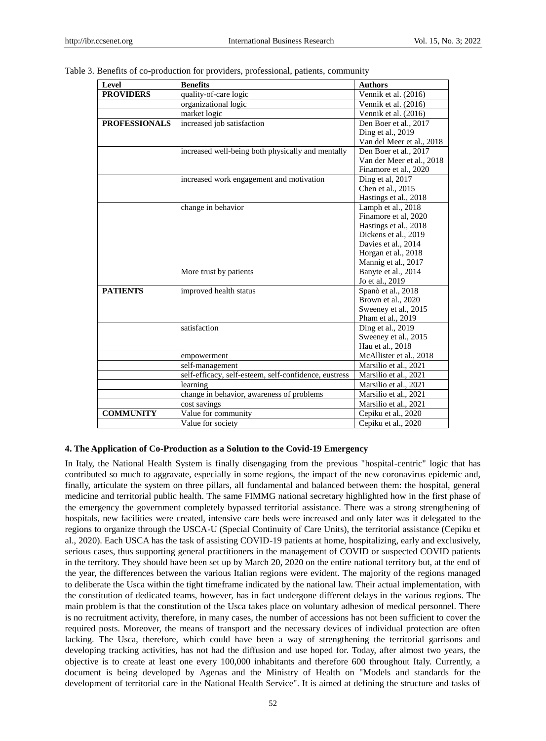Table 3. Benefits of co-production for providers, professional, patients, community

| Level | Benefits | Authors |
|---|---|---|
| **PROVIDERS** | quality-of-care logic | Vennik et al. (2016) |
| | organizational logic | Vennik et al. (2016) |
| | market logic | Vennik et al. (2016) |
| **PROFESSIONALS** | increased job satisfaction | Den Boer et al., 2017<br>Ding et al., 2019<br>Van del Meer et al., 2018 |
| | increased well-being both physically and mentally | Den Boer et al., 2017<br>Van der Meer et al., 2018<br>Finamore et al., 2020 |
| | increased work engagement and motivation | Ding et al, 2017<br>Chen et al., 2015<br>Hastings et al., 2018 |
| | change in behavior | Lamph et al., 2018<br>Finamore et al, 2020<br>Hastings et al., 2018<br>Dickens et al., 2019<br>Davies et al., 2014<br>Horgan et al., 2018<br>Mannig et al., 2017 |
| | More trust by patients | Banyte et al., 2014<br>Jo et al., 2019 |
| **PATIENTS** | improved health status | Spanò et al., 2018<br>Brown et al., 2020<br>Sweeney et al., 2015<br>Pham et al., 2019 |
| | satisfaction | Ding et al., 2019<br>Sweeney et al., 2015<br>Hau et al., 2018 |
| | empowerment | McAllister et al., 2018 |
| | self-management | Marsilio et al., 2021 |
| | self-efficacy, self-esteem, self-confidence, eustress | Marsilio et al., 2021 |
| | learning | Marsilio et al., 2021 |
| | change in behavior, awareness of problems | Marsilio et al., 2021 |
| | cost savings | Marsilio et al., 2021 |
| **COMMUNITY** | Value for community | Cepiku et al., 2020 |
| | Value for society | Cepiku et al., 2020 |

## 4. The Application of Co-Production as a Solution to the Covid-19 Emergency

In Italy, the National Health System is finally disengaging from the previous "hospital-centric" logic that has contributed so much to aggravate, especially in some regions, the impact of the new coronavirus epidemic and, finally, articulate the system on three pillars, all fundamental and balanced between them: the hospital, general medicine and territorial public health. The same FIMMG national secretary highlighted how in the first phase of the emergency the government completely bypassed territorial assistance. There was a strong strengthening of hospitals, new facilities were created, intensive care beds were increased and only later was it delegated to the regions to organize through the USCA-U (Special Continuity of Care Units), the territorial assistance (Cepiku et al., 2020). Each USCA has the task of assisting COVID-19 patients at home, hospitalizing, early and exclusively, serious cases, thus supporting general practitioners in the management of COVID or suspected COVID patients in the territory. They should have been set up by March 20, 2020 on the entire national territory but, at the end of the year, the differences between the various Italian regions were evident. The majority of the regions managed to deliberate the Usca within the tight timeframe indicated by the national law. Their actual implementation, with the constitution of dedicated teams, however, has in fact undergone different delays in the various regions. The main problem is that the constitution of the Usca takes place on voluntary adhesion of medical personnel. There is no recruitment activity, therefore, in many cases, the number of accessions has not been sufficient to cover the required posts. Moreover, the means of transport and the necessary devices of individual protection are often lacking. The Usca, therefore, which could have been a way of strengthening the territorial garrisons and developing tracking activities, has not had the diffusion and use hoped for. Today, after almost two years, the objective is to create at least one every 100,000 inhabitants and therefore 600 throughout Italy. Currently, a document is being developed by Agenas and the Ministry of Health on "Models and standards for the development of territorial care in the National Health Service". It is aimed at defining the structure and tasks of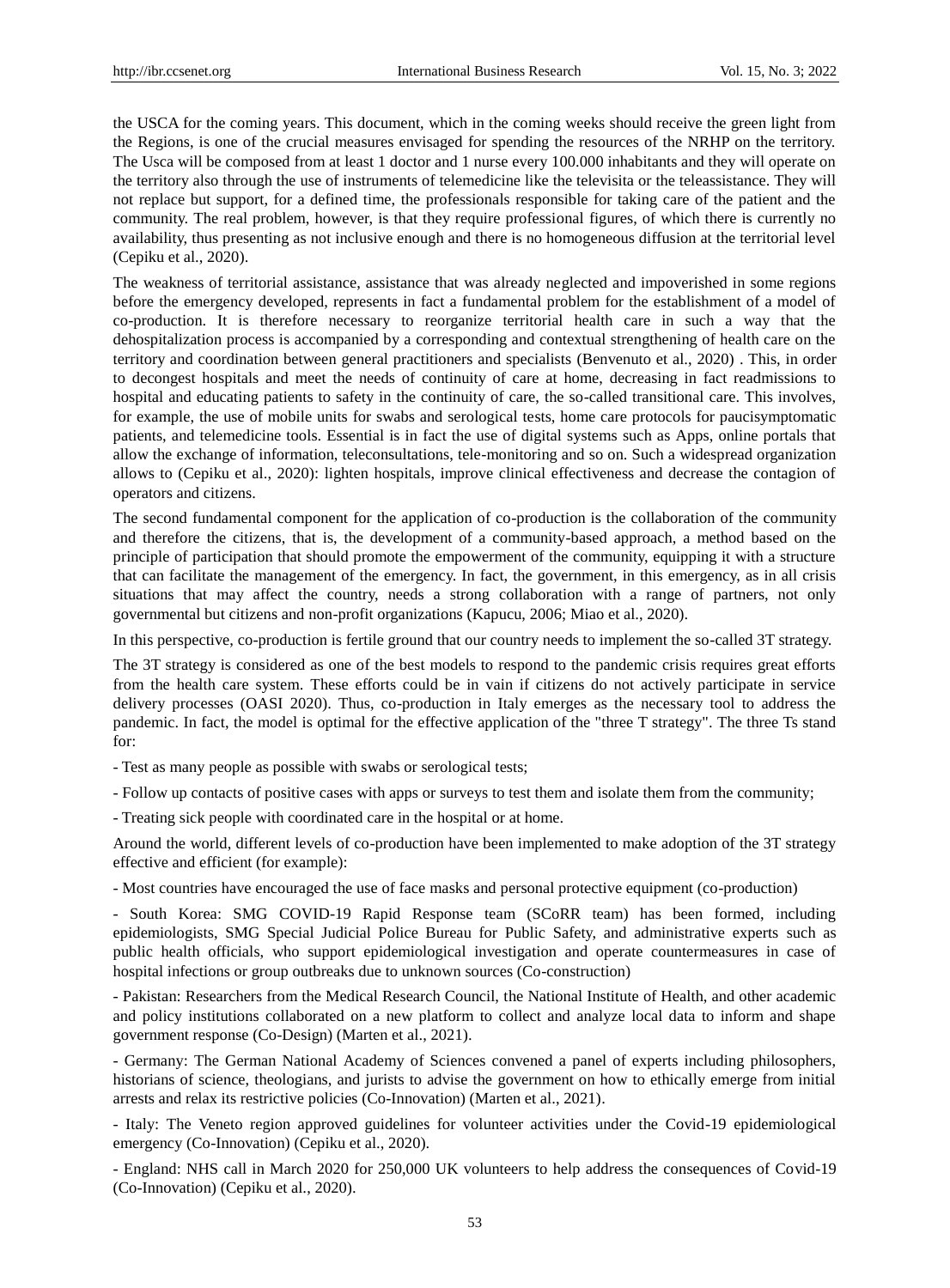the USCA for the coming years. This document, which in the coming weeks should receive the green light from the Regions, is one of the crucial measures envisaged for spending the resources of the NRHP on the territory. The Usca will be composed from at least 1 doctor and 1 nurse every 100.000 inhabitants and they will operate on the territory also through the use of instruments of telemedicine like the televisita or the teleassistance. They will not replace but support, for a defined time, the professionals responsible for taking care of the patient and the community. The real problem, however, is that they require professional figures, of which there is currently no availability, thus presenting as not inclusive enough and there is no homogeneous diffusion at the territorial level (Cepiku et al., 2020).

The weakness of territorial assistance, assistance that was already neglected and impoverished in some regions before the emergency developed, represents in fact a fundamental problem for the establishment of a model of co-production. It is therefore necessary to reorganize territorial health care in such a way that the dehospitalization process is accompanied by a corresponding and contextual strengthening of health care on the territory and coordination between general practitioners and specialists (Benvenuto et al., 2020) . This, in order to decongest hospitals and meet the needs of continuity of care at home, decreasing in fact readmissions to hospital and educating patients to safety in the continuity of care, the so-called transitional care. This involves, for example, the use of mobile units for swabs and serological tests, home care protocols for paucisymptomatic patients, and telemedicine tools. Essential is in fact the use of digital systems such as Apps, online portals that allow the exchange of information, teleconsultations, tele-monitoring and so on. Such a widespread organization allows to (Cepiku et al., 2020): lighten hospitals, improve clinical effectiveness and decrease the contagion of operators and citizens.

The second fundamental component for the application of co-production is the collaboration of the community and therefore the citizens, that is, the development of a community-based approach, a method based on the principle of participation that should promote the empowerment of the community, equipping it with a structure that can facilitate the management of the emergency. In fact, the government, in this emergency, as in all crisis situations that may affect the country, needs a strong collaboration with a range of partners, not only governmental but citizens and non-profit organizations (Kapucu, 2006; Miao et al., 2020).

In this perspective, co-production is fertile ground that our country needs to implement the so-called 3T strategy.

The 3T strategy is considered as one of the best models to respond to the pandemic crisis requires great efforts from the health care system. These efforts could be in vain if citizens do not actively participate in service delivery processes (OASI 2020). Thus, co-production in Italy emerges as the necessary tool to address the pandemic. In fact, the model is optimal for the effective application of the "three T strategy". The three Ts stand for:

- Test as many people as possible with swabs or serological tests;

- Follow up contacts of positive cases with apps or surveys to test them and isolate them from the community;

- Treating sick people with coordinated care in the hospital or at home.

Around the world, different levels of co-production have been implemented to make adoption of the 3T strategy effective and efficient (for example):

- Most countries have encouraged the use of face masks and personal protective equipment (co-production)

- South Korea: SMG COVID-19 Rapid Response team (SCoRR team) has been formed, including epidemiologists, SMG Special Judicial Police Bureau for Public Safety, and administrative experts such as public health officials, who support epidemiological investigation and operate countermeasures in case of hospital infections or group outbreaks due to unknown sources (Co-construction)

- Pakistan: Researchers from the Medical Research Council, the National Institute of Health, and other academic and policy institutions collaborated on a new platform to collect and analyze local data to inform and shape government response (Co-Design) (Marten et al., 2021).

- Germany: The German National Academy of Sciences convened a panel of experts including philosophers, historians of science, theologians, and jurists to advise the government on how to ethically emerge from initial arrests and relax its restrictive policies (Co-Innovation) (Marten et al., 2021).

- Italy: The Veneto region approved guidelines for volunteer activities under the Covid-19 epidemiological emergency (Co-Innovation) (Cepiku et al., 2020).

- England: NHS call in March 2020 for 250,000 UK volunteers to help address the consequences of Covid-19 (Co-Innovation) (Cepiku et al., 2020).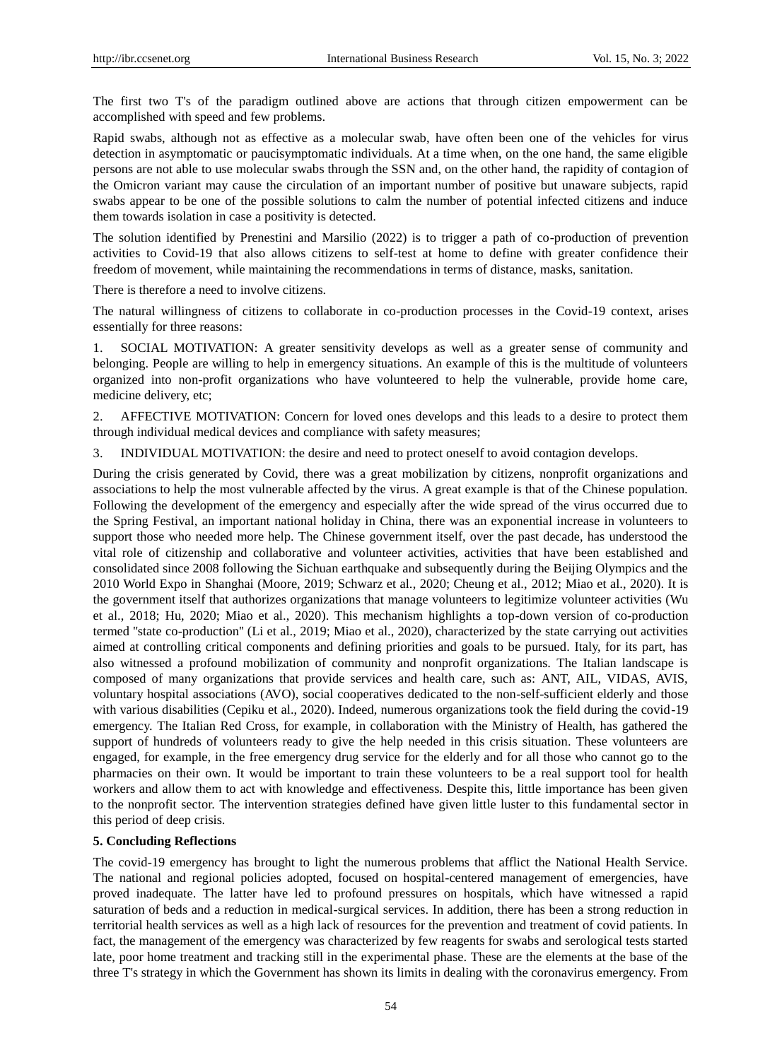The first two T's of the paradigm outlined above are actions that through citizen empowerment can be accomplished with speed and few problems.

Rapid swabs, although not as effective as a molecular swab, have often been one of the vehicles for virus detection in asymptomatic or paucisymptomatic individuals. At a time when, on the one hand, the same eligible persons are not able to use molecular swabs through the SSN and, on the other hand, the rapidity of contagion of the Omicron variant may cause the circulation of an important number of positive but unaware subjects, rapid swabs appear to be one of the possible solutions to calm the number of potential infected citizens and induce them towards isolation in case a positivity is detected.

The solution identified by Prenestini and Marsilio (2022) is to trigger a path of co-production of prevention activities to Covid-19 that also allows citizens to self-test at home to define with greater confidence their freedom of movement, while maintaining the recommendations in terms of distance, masks, sanitation.

There is therefore a need to involve citizens.

The natural willingness of citizens to collaborate in co-production processes in the Covid-19 context, arises essentially for three reasons:

1. SOCIAL MOTIVATION: A greater sensitivity develops as well as a greater sense of community and belonging. People are willing to help in emergency situations. An example of this is the multitude of volunteers organized into non-profit organizations who have volunteered to help the vulnerable, provide home care, medicine delivery, etc;

2. AFFECTIVE MOTIVATION: Concern for loved ones develops and this leads to a desire to protect them through individual medical devices and compliance with safety measures;

3. INDIVIDUAL MOTIVATION: the desire and need to protect oneself to avoid contagion develops.

During the crisis generated by Covid, there was a great mobilization by citizens, nonprofit organizations and associations to help the most vulnerable affected by the virus. A great example is that of the Chinese population. Following the development of the emergency and especially after the wide spread of the virus occurred due to the Spring Festival, an important national holiday in China, there was an exponential increase in volunteers to support those who needed more help. The Chinese government itself, over the past decade, has understood the vital role of citizenship and collaborative and volunteer activities, activities that have been established and consolidated since 2008 following the Sichuan earthquake and subsequently during the Beijing Olympics and the 2010 World Expo in Shanghai (Moore, 2019; Schwarz et al., 2020; Cheung et al., 2012; Miao et al., 2020). It is the government itself that authorizes organizations that manage volunteers to legitimize volunteer activities (Wu et al., 2018; Hu, 2020; Miao et al., 2020). This mechanism highlights a top-down version of co-production termed "state co-production" (Li et al., 2019; Miao et al., 2020), characterized by the state carrying out activities aimed at controlling critical components and defining priorities and goals to be pursued. Italy, for its part, has also witnessed a profound mobilization of community and nonprofit organizations. The Italian landscape is composed of many organizations that provide services and health care, such as: ANT, AIL, VIDAS, AVIS, voluntary hospital associations (AVO), social cooperatives dedicated to the non-self-sufficient elderly and those with various disabilities (Cepiku et al., 2020). Indeed, numerous organizations took the field during the covid-19 emergency. The Italian Red Cross, for example, in collaboration with the Ministry of Health, has gathered the support of hundreds of volunteers ready to give the help needed in this crisis situation. These volunteers are engaged, for example, in the free emergency drug service for the elderly and for all those who cannot go to the pharmacies on their own. It would be important to train these volunteers to be a real support tool for health workers and allow them to act with knowledge and effectiveness. Despite this, little importance has been given to the nonprofit sector. The intervention strategies defined have given little luster to this fundamental sector in this period of deep crisis.

## 5. Concluding Reflections

The covid-19 emergency has brought to light the numerous problems that afflict the National Health Service. The national and regional policies adopted, focused on hospital-centered management of emergencies, have proved inadequate. The latter have led to profound pressures on hospitals, which have witnessed a rapid saturation of beds and a reduction in medical-surgical services. In addition, there has been a strong reduction in territorial health services as well as a high lack of resources for the prevention and treatment of covid patients. In fact, the management of the emergency was characterized by few reagents for swabs and serological tests started late, poor home treatment and tracking still in the experimental phase. These are the elements at the base of the three T's strategy in which the Government has shown its limits in dealing with the coronavirus emergency. From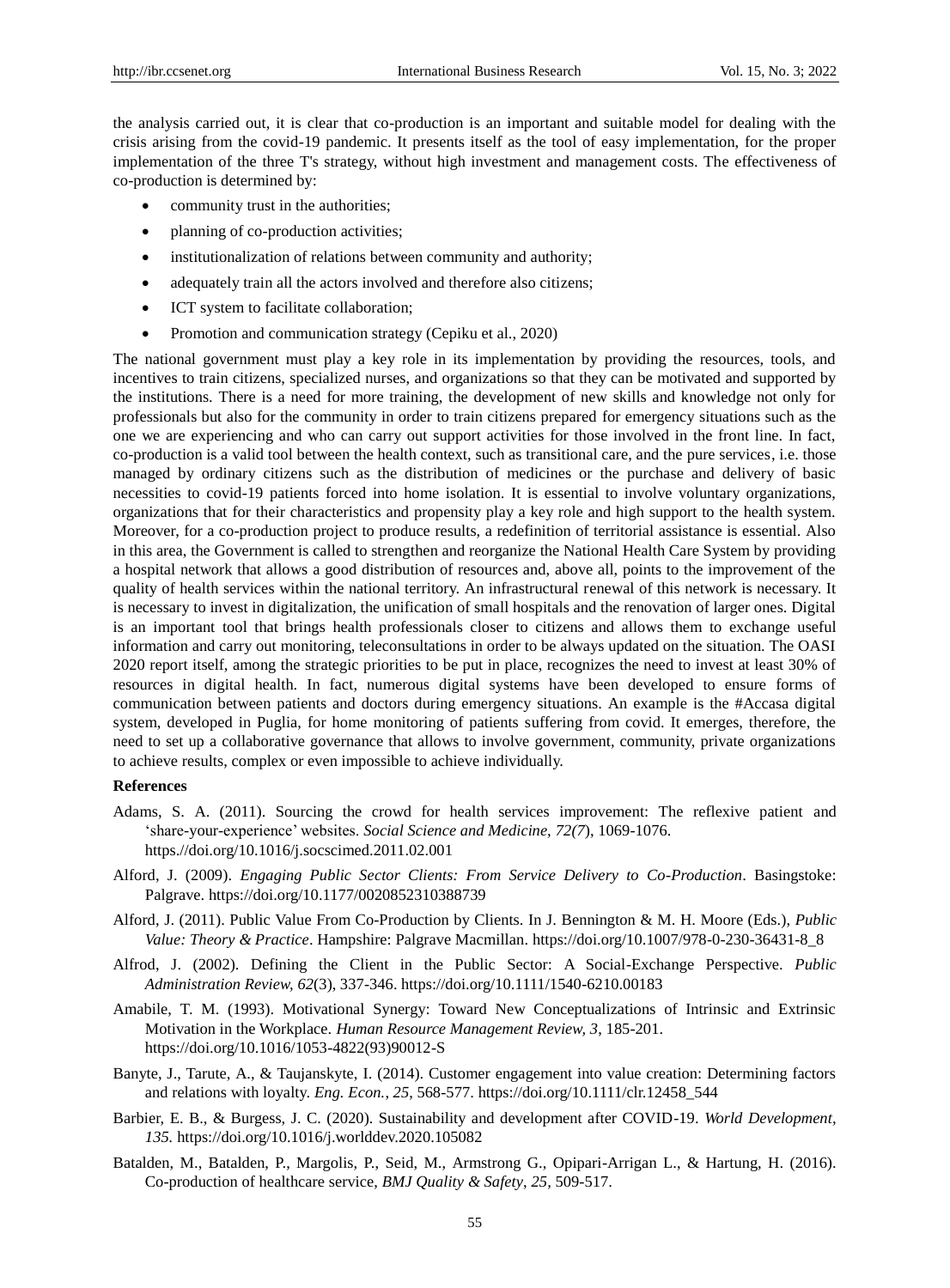the analysis carried out, it is clear that co-production is an important and suitable model for dealing with the crisis arising from the covid-19 pandemic. It presents itself as the tool of easy implementation, for the proper implementation of the three T's strategy, without high investment and management costs. The effectiveness of co-production is determined by:

- community trust in the authorities;
- planning of co-production activities;
- institutionalization of relations between community and authority;
- adequately train all the actors involved and therefore also citizens;
- ICT system to facilitate collaboration;
- Promotion and communication strategy (Cepiku et al., 2020)

The national government must play a key role in its implementation by providing the resources, tools, and incentives to train citizens, specialized nurses, and organizations so that they can be motivated and supported by the institutions. There is a need for more training, the development of new skills and knowledge not only for professionals but also for the community in order to train citizens prepared for emergency situations such as the one we are experiencing and who can carry out support activities for those involved in the front line. In fact, co-production is a valid tool between the health context, such as transitional care, and the pure services, i.e. those managed by ordinary citizens such as the distribution of medicines or the purchase and delivery of basic necessities to covid-19 patients forced into home isolation. It is essential to involve voluntary organizations, organizations that for their characteristics and propensity play a key role and high support to the health system. Moreover, for a co-production project to produce results, a redefinition of territorial assistance is essential. Also in this area, the Government is called to strengthen and reorganize the National Health Care System by providing a hospital network that allows a good distribution of resources and, above all, points to the improvement of the quality of health services within the national territory. An infrastructural renewal of this network is necessary. It is necessary to invest in digitalization, the unification of small hospitals and the renovation of larger ones. Digital is an important tool that brings health professionals closer to citizens and allows them to exchange useful information and carry out monitoring, teleconsultations in order to be always updated on the situation. The OASI 2020 report itself, among the strategic priorities to be put in place, recognizes the need to invest at least 30% of resources in digital health. In fact, numerous digital systems have been developed to ensure forms of communication between patients and doctors during emergency situations. An example is the #Accasa digital system, developed in Puglia, for home monitoring of patients suffering from covid. It emerges, therefore, the need to set up a collaborative governance that allows to involve government, community, private organizations to achieve results, complex or even impossible to achieve individually.

## References

Adams, S. A. (2011). Sourcing the crowd for health services improvement: The reflexive patient and 'share-your-experience' websites. *Social Science and Medicine, 72(7*), 1069-1076. https://doi.org/10.1016/j.socscimed.2011.02.001

Alford, J. (2009). *Engaging Public Sector Clients: From Service Delivery to Co-Production*. Basingstoke: Palgrave. https://doi.org/10.1177/0020852310388739

Alford, J. (2011). Public Value From Co-Production by Clients. In J. Bennington & M. H. Moore (Eds.), *Public Value: Theory & Practice*. Hampshire: Palgrave Macmillan. https://doi.org/10.1007/978-0-230-36431-8_8

Alfrod, J. (2002). Defining the Client in the Public Sector: A Social-Exchange Perspective. *Public Administration Review, 62*(3), 337-346. https://doi.org/10.1111/1540-6210.00183

Amabile, T. M. (1993). Motivational Synergy: Toward New Conceptualizations of Intrinsic and Extrinsic Motivation in the Workplace. *Human Resource Management Review, 3*, 185-201. https://doi.org/10.1016/1053-4822(93)90012-S

Banyte, J., Tarute, A., & Taujanskyte, I. (2014). Customer engagement into value creation: Determining factors and relations with loyalty. *Eng. Econ., 25*, 568-577. https://doi.org/10.1111/clr.12458_544

Barbier, E. B., & Burgess, J. C. (2020). Sustainability and development after COVID-19. *World Development, 135*. https://doi.org/10.1016/j.worlddev.2020.105082

Batalden, M., Batalden, P., Margolis, P., Seid, M., Armstrong G., Opipari-Arrigan L., & Hartung, H. (2016). Co-production of healthcare service, *BMJ Quality & Safety*, *25*, 509-517.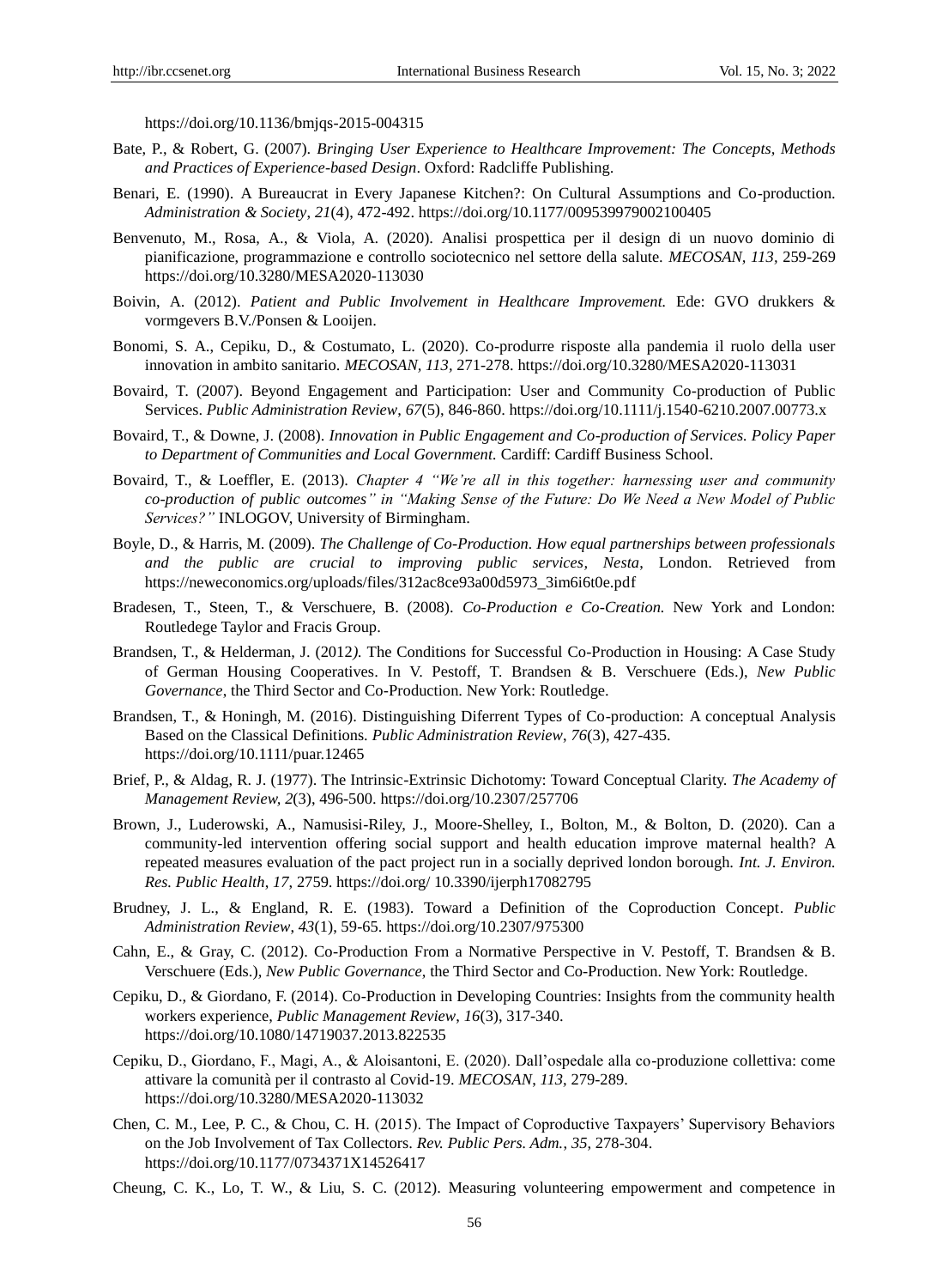https://doi.org/10.1136/bmjqs-2015-004315

Bate, P., & Robert, G. (2007). *Bringing User Experience to Healthcare Improvement: The Concepts, Methods and Practices of Experience-based Design*. Oxford: Radcliffe Publishing.

Benari, E. (1990). A Bureaucrat in Every Japanese Kitchen?: On Cultural Assumptions and Co-production. *Administration & Society*, *21*(4), 472-492. https://doi.org/10.1177/009539979002100405

Benvenuto, M., Rosa, A., & Viola, A. (2020). Analisi prospettica per il design di un nuovo dominio di pianificazione, programmazione e controllo sociotecnico nel settore della salute. *MECOSAN, 113,* 259-269 https://doi.org/10.3280/MESA2020-113030

Boivin, A. (2012). *Patient and Public Involvement in Healthcare Improvement.* Ede: GVO drukkers & vormgevers B.V./Ponsen & Looijen.

Bonomi, S. A., Cepiku, D., & Costumato, L. (2020). Co-produrre risposte alla pandemia il ruolo della user innovation in ambito sanitario. *MECOSAN, 113,* 271-278. https://doi.org/10.3280/MESA2020-113031

Bovaird, T. (2007). Beyond Engagement and Participation: User and Community Co-production of Public Services. *Public Administration Review*, *67*(5), 846-860. https://doi.org/10.1111/j.1540-6210.2007.00773.x

Bovaird, T., & Downe, J. (2008). *Innovation in Public Engagement and Co-production of Services. Policy Paper to Department of Communities and Local Government.* Cardiff: Cardiff Business School.

Bovaird, T., & Loeffler, E. (2013). *Chapter 4 "We're all in this together: harnessing user and community co-production of public outcomes" in "Making Sense of the Future: Do We Need a New Model of Public Services?"* INLOGOV, University of Birmingham.

Boyle, D., & Harris, M. (2009). *The Challenge of Co-Production. How equal partnerships between professionals and the public are crucial to improving public services, Nesta*, London. Retrieved from https://neweconomics.org/uploads/files/312ac8ce93a00d5973_3im6i6t0e.pdf

Bradesen, T., Steen, T., & Verschuere, B. (2008). *Co-Production e Co-Creation.* New York and London: Routledege Taylor and Fracis Group.

Brandsen, T., & Helderman, J. (2012*).* The Conditions for Successful Co-Production in Housing: A Case Study of German Housing Cooperatives. In V. Pestoff, T. Brandsen & B. Verschuere (Eds.), *New Public Governance*, the Third Sector and Co-Production. New York: Routledge.

Brandsen, T., & Honingh, M. (2016). Distinguishing Diferrent Types of Co-production: A conceptual Analysis Based on the Classical Definitions. *Public Administration Review*, *76*(3), 427-435. https://doi.org/10.1111/puar.12465

Brief, P., & Aldag, R. J. (1977). The Intrinsic-Extrinsic Dichotomy: Toward Conceptual Clarity. *The Academy of Management Review, 2*(3), 496-500. https://doi.org/10.2307/257706

Brown, J., Luderowski, A., Namusisi-Riley, J., Moore-Shelley, I., Bolton, M., & Bolton, D. (2020). Can a community-led intervention offering social support and health education improve maternal health? A repeated measures evaluation of the pact project run in a socially deprived london borough. *Int. J. Environ. Res. Public Health*, *17,* 2759. https://doi.org/ 10.3390/ijerph17082795

Brudney, J. L., & England, R. E. (1983). Toward a Definition of the Coproduction Concept. *Public Administration Review*, *43*(1), 59-65. https://doi.org/10.2307/975300

Cahn, E., & Gray, C. (2012). Co-Production From a Normative Perspective in V. Pestoff, T. Brandsen & B. Verschuere (Eds.), *New Public Governance*, the Third Sector and Co-Production. New York: Routledge.

Cepiku, D., & Giordano, F. (2014). Co-Production in Developing Countries: Insights from the community health workers experience, *Public Management Review*, *16*(3), 317-340. https://doi.org/10.1080/14719037.2013.822535

Cepiku, D., Giordano, F., Magi, A., & Aloisantoni, E. (2020). Dall'ospedale alla co-produzione collettiva: come attivare la comunità per il contrasto al Covid-19. *MECOSAN*, *113,* 279-289. https://doi.org/10.3280/MESA2020-113032

Chen, C. M., Lee, P. C., & Chou, C. H. (2015). The Impact of Coproductive Taxpayers' Supervisory Behaviors on the Job Involvement of Tax Collectors. *Rev. Public Pers. Adm.*, *35,* 278-304. https://doi.org/10.1177/0734371X14526417

Cheung, C. K., Lo, T. W., & Liu, S. C. (2012). Measuring volunteering empowerment and competence in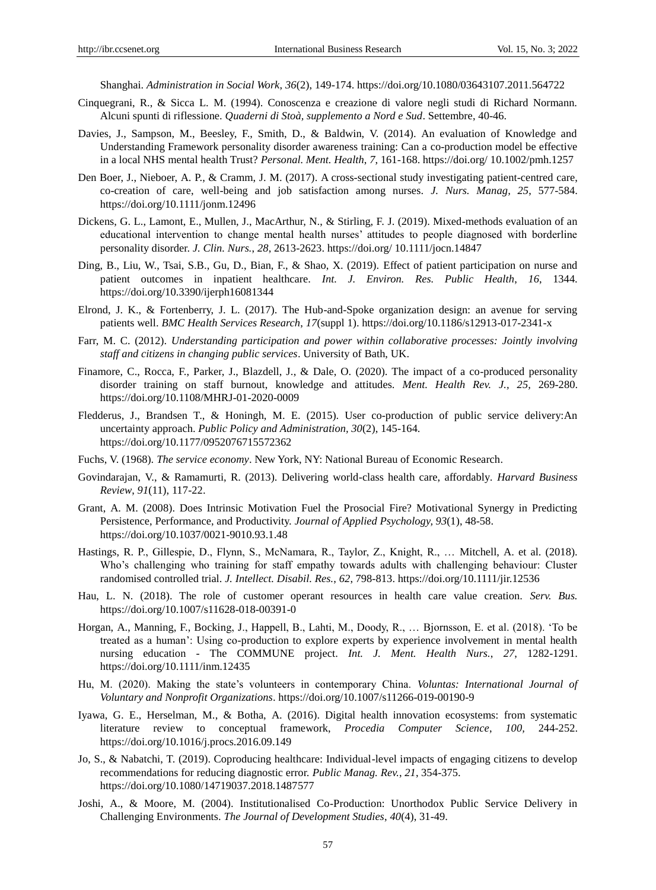Shanghai. *Administration in Social Work*, *36*(2), 149-174. https://doi.org/10.1080/03643107.2011.564722

Cinquegrani, R., & Sicca L. M. (1994). Conoscenza e creazione di valore negli studi di Richard Normann. Alcuni spunti di riflessione. *Quaderni di Stoà, supplemento a Nord e Sud*. Settembre, 40-46.

Davies, J., Sampson, M., Beesley, F., Smith, D., & Baldwin, V. (2014). An evaluation of Knowledge and Understanding Framework personality disorder awareness training: Can a co-production model be effective in a local NHS mental health Trust? *Personal. Ment. Health*, *7*, 161-168. https://doi.org/ 10.1002/pmh.1257

Den Boer, J., Nieboer, A. P., & Cramm, J. M. (2017). A cross-sectional study investigating patient-centred care, co-creation of care, well-being and job satisfaction among nurses. *J. Nurs. Manag, 25*, 577-584. https://doi.org/10.1111/jonm.12496

Dickens, G. L., Lamont, E., Mullen, J., MacArthur, N., & Stirling, F. J. (2019). Mixed-methods evaluation of an educational intervention to change mental health nurses' attitudes to people diagnosed with borderline personality disorder. *J. Clin. Nurs.*, *28*, 2613-2623. https://doi.org/ 10.1111/jocn.14847

Ding, B., Liu, W., Tsai, S.B., Gu, D., Bian, F., & Shao, X. (2019). Effect of patient participation on nurse and patient outcomes in inpatient healthcare. *Int. J. Environ. Res. Public Health*, *16*, 1344. https://doi.org/10.3390/ijerph16081344

Elrond, J. K., & Fortenberry, J. L. (2017). The Hub-and-Spoke organization design: an avenue for serving patients well. *BMC Health Services Research*, *17*(suppl 1). https://doi.org/10.1186/s12913-017-2341-x

Farr, M. C. (2012). *Understanding participation and power within collaborative processes: Jointly involving staff and citizens in changing public services*. University of Bath, UK.

Finamore, C., Rocca, F., Parker, J., Blazdell, J., & Dale, O. (2020). The impact of a co-produced personality disorder training on staff burnout, knowledge and attitudes. *Ment. Health Rev. J.*, *25*, 269-280. https://doi.org/10.1108/MHRJ-01-2020-0009

Fledderus, J., Brandsen T., & Honingh, M. E. (2015). User co-production of public service delivery:An uncertainty approach. *Public Policy and Administration*, *30*(2), 145-164. https://doi.org/10.1177/0952076715572362

Fuchs, V. (1968). *The service economy*. New York, NY: National Bureau of Economic Research.

Govindarajan, V., & Ramamurti, R. (2013). Delivering world-class health care, affordably. *Harvard Business Review*, *91*(11), 117-22.

Grant, A. M. (2008). Does Intrinsic Motivation Fuel the Prosocial Fire? Motivational Synergy in Predicting Persistence, Performance, and Productivity. *Journal of Applied Psychology, 93*(1), 48-58. https://doi.org/10.1037/0021-9010.93.1.48

Hastings, R. P., Gillespie, D., Flynn, S., McNamara, R., Taylor, Z., Knight, R., … Mitchell, A. et al. (2018). Who's challenging who training for staff empathy towards adults with challenging behaviour: Cluster randomised controlled trial. *J. Intellect. Disabil. Res.*, *62*, 798-813. https://doi.org/10.1111/jir.12536

Hau, L. N. (2018). The role of customer operant resources in health care value creation. *Serv. Bus.* https://doi.org/10.1007/s11628-018-00391-0

Horgan, A., Manning, F., Bocking, J., Happell, B., Lahti, M., Doody, R., … Bjornsson, E. et al. (2018). 'To be treated as a human': Using co-production to explore experts by experience involvement in mental health nursing education - The COMMUNE project. *Int. J. Ment. Health Nurs.*, *27*, 1282-1291. https://doi.org/10.1111/inm.12435

Hu, M. (2020). Making the state's volunteers in contemporary China. *Voluntas: International Journal of Voluntary and Nonprofit Organizations*. https://doi.org/10.1007/s11266-019-00190-9

Iyawa, G. E., Herselman, M., & Botha, A. (2016). Digital health innovation ecosystems: from systematic literature review to conceptual framework, *Procedia Computer Science*, *100,* 244-252. https://doi.org/10.1016/j.procs.2016.09.149

Jo, S., & Nabatchi, T. (2019). Coproducing healthcare: Individual-level impacts of engaging citizens to develop recommendations for reducing diagnostic error. *Public Manag. Rev.*, *21*, 354-375. https://doi.org/10.1080/14719037.2018.1487577

Joshi, A., & Moore, M. (2004). Institutionalised Co-Production: Unorthodox Public Service Delivery in Challenging Environments. *The Journal of Development Studies*, *40*(4), 31-49.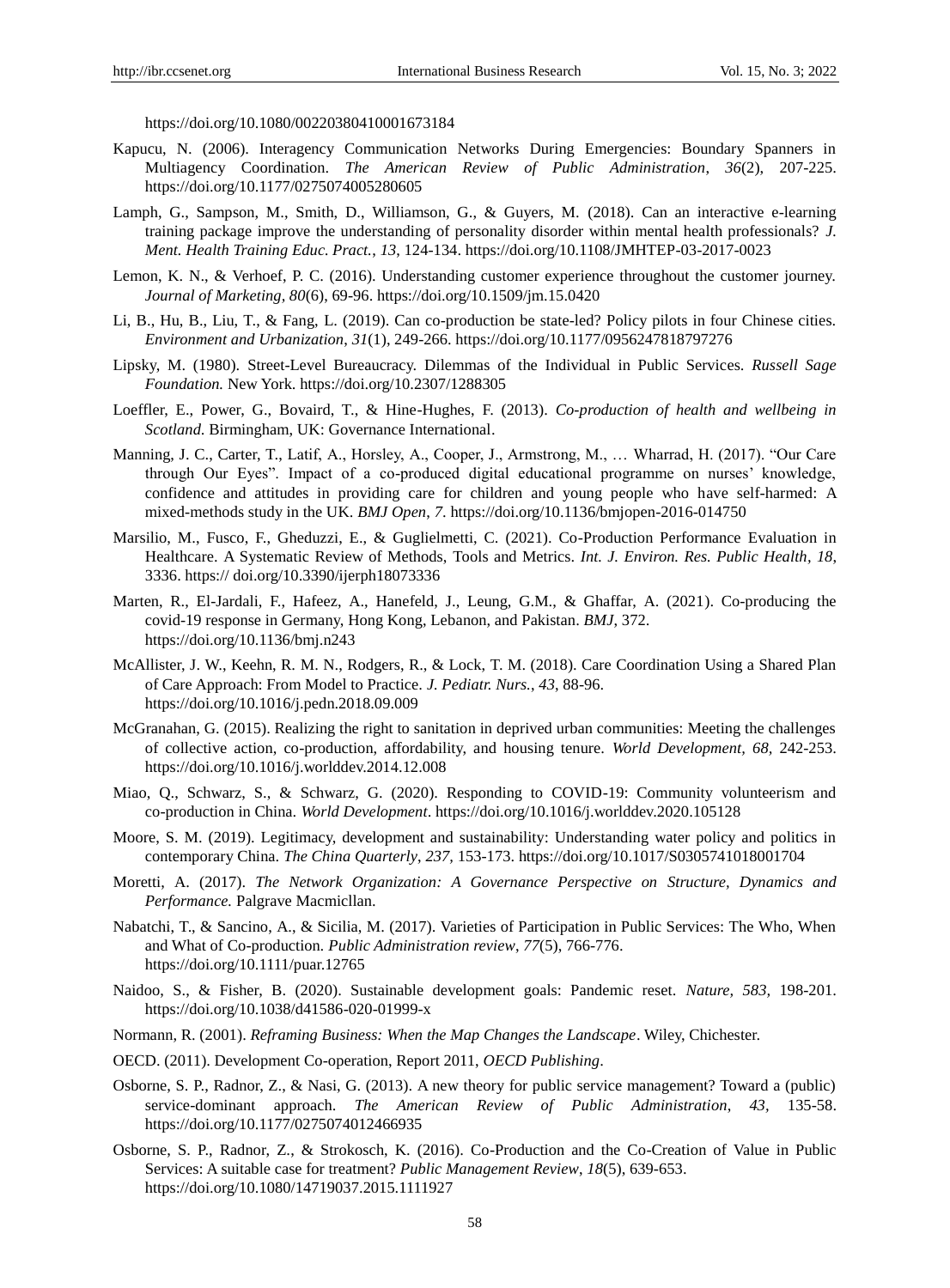https://doi.org/10.1080/00220380410001673184

Kapucu, N. (2006). Interagency Communication Networks During Emergencies: Boundary Spanners in Multiagency Coordination. *The American Review of Public Administration*, *36*(2), 207-225. https://doi.org/10.1177/0275074005280605

Lamph, G., Sampson, M., Smith, D., Williamson, G., & Guyers, M. (2018). Can an interactive e-learning training package improve the understanding of personality disorder within mental health professionals? *J. Ment. Health Training Educ. Pract.*, *13*, 124-134. https://doi.org/10.1108/JMHTEP-03-2017-0023

Lemon, K. N., & Verhoef, P. C. (2016). Understanding customer experience throughout the customer journey. *Journal of Marketing, 80*(6), 69-96. https://doi.org/10.1509/jm.15.0420

Li, B., Hu, B., Liu, T., & Fang, L. (2019). Can co-production be state-led? Policy pilots in four Chinese cities. *Environment and Urbanization*, *31*(1), 249-266. https://doi.org/10.1177/0956247818797276

Lipsky, M. (1980). Street-Level Bureaucracy. Dilemmas of the Individual in Public Services. *Russell Sage Foundation.* New York. https://doi.org/10.2307/1288305

Loeffler, E., Power, G., Bovaird, T., & Hine-Hughes, F. (2013). *Co-production of health and wellbeing in Scotland.* Birmingham, UK: Governance International.

Manning, J. C., Carter, T., Latif, A., Horsley, A., Cooper, J., Armstrong, M., … Wharrad, H. (2017). "Our Care through Our Eyes". Impact of a co-produced digital educational programme on nurses' knowledge, confidence and attitudes in providing care for children and young people who have self-harmed: A mixed-methods study in the UK. *BMJ Open, 7*. https://doi.org/10.1136/bmjopen-2016-014750

Marsilio, M., Fusco, F., Gheduzzi, E., & Guglielmetti, C. (2021). Co-Production Performance Evaluation in Healthcare. A Systematic Review of Methods, Tools and Metrics. *Int. J. Environ. Res. Public Health*, *18*, 3336. https:// doi.org/10.3390/ijerph18073336

Marten, R., El-Jardali, F., Hafeez, A., Hanefeld, J., Leung, G.M., & Ghaffar, A. (2021). Co-producing the covid-19 response in Germany, Hong Kong, Lebanon, and Pakistan. *BMJ*, 372. https://doi.org/10.1136/bmj.n243

McAllister, J. W., Keehn, R. M. N., Rodgers, R., & Lock, T. M. (2018). Care Coordination Using a Shared Plan of Care Approach: From Model to Practice. *J. Pediatr. Nurs.*, *43*, 88-96. https://doi.org/10.1016/j.pedn.2018.09.009

McGranahan, G. (2015). Realizing the right to sanitation in deprived urban communities: Meeting the challenges of collective action, co-production, affordability, and housing tenure. *World Development, 68*, 242-253. https://doi.org/10.1016/j.worlddev.2014.12.008

Miao, Q., Schwarz, S., & Schwarz, G. (2020). Responding to COVID-19: Community volunteerism and co-production in China. *World Development*. https://doi.org/10.1016/j.worlddev.2020.105128

Moore, S. M. (2019). Legitimacy, development and sustainability: Understanding water policy and politics in contemporary China. *The China Quarterly*, *237*, 153-173. https://doi.org/10.1017/S0305741018001704

Moretti, A. (2017). *The Network Organization: A Governance Perspective on Structure, Dynamics and Performance.* Palgrave Macmicllan.

Nabatchi, T., & Sancino, A., & Sicilia, M. (2017). Varieties of Participation in Public Services: The Who, When and What of Co-production. *Public Administration review*, *77*(5), 766-776. https://doi.org/10.1111/puar.12765

Naidoo, S., & Fisher, B. (2020). Sustainable development goals: Pandemic reset. *Nature, 583*, 198-201. https://doi.org/10.1038/d41586-020-01999-x

Normann, R. (2001). *Reframing Business: When the Map Changes the Landscape*. Wiley, Chichester.

OECD. (2011). Development Co-operation, Report 2011, *OECD Publishing*.

Osborne, S. P., Radnor, Z., & Nasi, G. (2013). A new theory for public service management? Toward a (public) service-dominant approach. *The American Review of Public Administration*, *43*, 135-58. https://doi.org/10.1177/0275074012466935

Osborne, S. P., Radnor, Z., & Strokosch, K. (2016). Co-Production and the Co-Creation of Value in Public Services: A suitable case for treatment? *Public Management Review*, *18*(5), 639-653. https://doi.org/10.1080/14719037.2015.1111927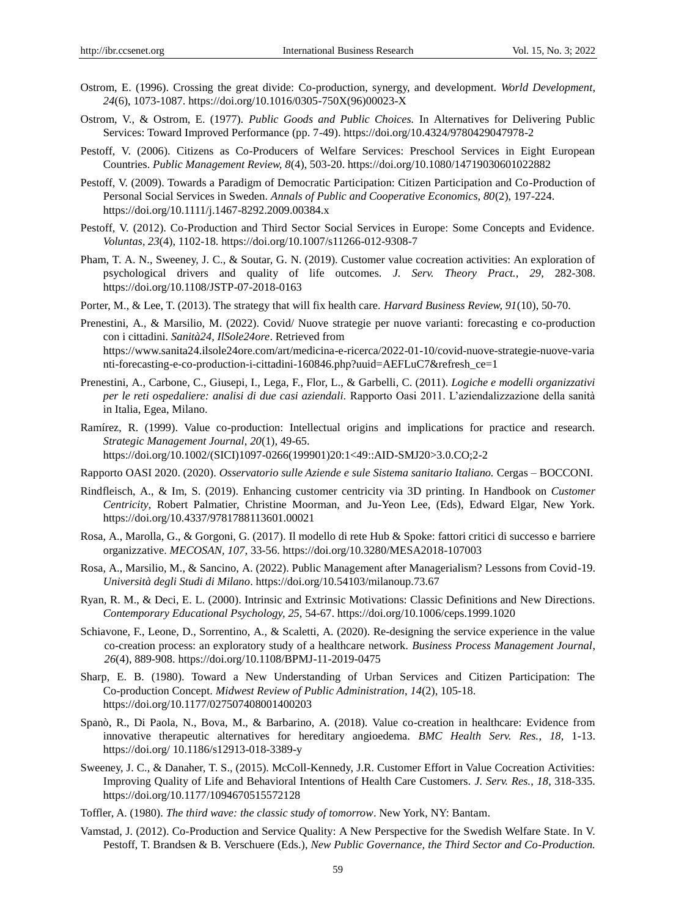Ostrom, E. (1996). Crossing the great divide: Co-production, synergy, and development. *World Development, 24*(6), 1073-1087. https://doi.org/10.1016/0305-750X(96)00023-X

Ostrom, V., & Ostrom, E. (1977). *Public Goods and Public Choices.* In Alternatives for Delivering Public Services: Toward Improved Performance (pp. 7-49). https://doi.org/10.4324/9780429047978-2

Pestoff, V. (2006). Citizens as Co-Producers of Welfare Services: Preschool Services in Eight European Countries. *Public Management Review, 8*(4), 503-20. https://doi.org/10.1080/14719030601022882

Pestoff, V. (2009). Towards a Paradigm of Democratic Participation: Citizen Participation and Co-Production of Personal Social Services in Sweden. *Annals of Public and Cooperative Economics, 80*(2), 197-224. https://doi.org/10.1111/j.1467-8292.2009.00384.x

Pestoff, V. (2012). Co-Production and Third Sector Social Services in Europe: Some Concepts and Evidence. *Voluntas, 23*(4), 1102-18. https://doi.org/10.1007/s11266-012-9308-7

Pham, T. A. N., Sweeney, J. C., & Soutar, G. N. (2019). Customer value cocreation activities: An exploration of psychological drivers and quality of life outcomes. *J. Serv. Theory Pract., 29*, 282-308. https://doi.org/10.1108/JSTP-07-2018-0163

Porter, M., & Lee, T. (2013). The strategy that will fix health care. *Harvard Business Review, 91*(10), 50-70.

Prenestini, A., & Marsilio, M. (2022). Covid/ Nuove strategie per nuove varianti: forecasting e co-production con i cittadini. *Sanità24, IlSole24ore*. Retrieved from https://www.sanita24.ilsole24ore.com/art/medicina-e-ricerca/2022-01-10/covid-nuove-strategie-nuove-varianti-forecasting-e-co-production-i-cittadini-160846.php?uuid=AEFLuC7&refresh_ce=1

Prenestini, A., Carbone, C., Giusepi, I., Lega, F., Flor, L., & Garbelli, C. (2011). *Logiche e modelli organizzativi per le reti ospedaliere: analisi di due casi aziendali.* Rapporto Oasi 2011. L'aziendalizzazione della sanità in Italia, Egea, Milano.

Ramírez, R. (1999). Value co-production: Intellectual origins and implications for practice and research. *Strategic Management Journal, 20*(1), 49-65. https://doi.org/10.1002/(SICI)1097-0266(199901)20:1<49::AID-SMJ20>3.0.CO;2-2

Rapporto OASI 2020. (2020). *Osservatorio sulle Aziende e sule Sistema sanitario Italiano.* Cergas – BOCCONI.

Rindfleisch, A., & Im, S. (2019). Enhancing customer centricity via 3D printing. In Handbook on *Customer Centricity*, Robert Palmatier, Christine Moorman, and Ju-Yeon Lee, (Eds), Edward Elgar, New York. https://doi.org/10.4337/9781788113601.00021

Rosa, A., Marolla, G., & Gorgoni, G. (2017). Il modello di rete Hub & Spoke: fattori critici di successo e barriere organizzative. *MECOSAN, 107*, 33-56. https://doi.org/10.3280/MESA2018-107003

Rosa, A., Marsilio, M., & Sancino, A. (2022). Public Management after Managerialism? Lessons from Covid-19. *Università degli Studi di Milano*. https://doi.org/10.54103/milanoup.73.67

Ryan, R. M., & Deci, E. L. (2000). Intrinsic and Extrinsic Motivations: Classic Definitions and New Directions. *Contemporary Educational Psychology, 25*, 54-67. https://doi.org/10.1006/ceps.1999.1020

Schiavone, F., Leone, D., Sorrentino, A., & Scaletti, A. (2020). Re-designing the service experience in the value co-creation process: an exploratory study of a healthcare network. *Business Process Management Journal*, *26*(4), 889-908. https://doi.org/10.1108/BPMJ-11-2019-0475

Sharp, E. B. (1980). Toward a New Understanding of Urban Services and Citizen Participation: The Co-production Concept. *Midwest Review of Public Administration*, *14*(2), 105-18. https://doi.org/10.1177/027507408001400203

Spanò, R., Di Paola, N., Bova, M., & Barbarino, A. (2018). Value co-creation in healthcare: Evidence from innovative therapeutic alternatives for hereditary angioedema. *BMC Health Serv. Res.*, *18*, 1-13. https://doi.org/ 10.1186/s12913-018-3389-y

Sweeney, J. C., & Danaher, T. S., (2015). McColl-Kennedy, J.R. Customer Effort in Value Cocreation Activities: Improving Quality of Life and Behavioral Intentions of Health Care Customers. *J. Serv. Res.*, *18*, 318-335. https://doi.org/10.1177/1094670515572128

Toffler, A. (1980). *The third wave: the classic study of tomorrow*. New York, NY: Bantam.

Vamstad, J. (2012). Co-Production and Service Quality: A New Perspective for the Swedish Welfare State. In V. Pestoff, T. Brandsen & B. Verschuere (Eds.), *New Public Governance, the Third Sector and Co-Production.*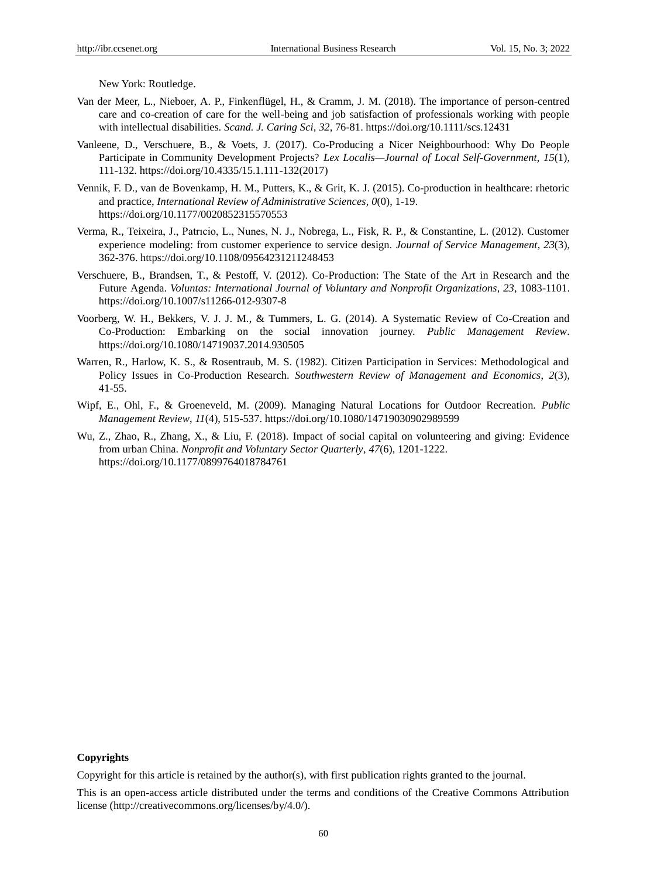New York: Routledge.

Van der Meer, L., Nieboer, A. P., Finkenflügel, H., & Cramm, J. M. (2018). The importance of person-centred care and co-creation of care for the well-being and job satisfaction of professionals working with people with intellectual disabilities. *Scand. J. Caring Sci, 32*, 76-81. https://doi.org/10.1111/scs.12431

Vanleene, D., Verschuere, B., & Voets, J. (2017). Co-Producing a Nicer Neighbourhood: Why Do People Participate in Community Development Projects? *Lex Localis—Journal of Local Self-Government, 15*(1), 111-132. https://doi.org/10.4335/15.1.111-132(2017)

Vennik, F. D., van de Bovenkamp, H. M., Putters, K., & Grit, K. J. (2015). Co-production in healthcare: rhetoric and practice, *International Review of Administrative Sciences, 0*(0), 1-19. https://doi.org/10.1177/0020852315570553

Verma, R., Teixeira, J., Patrıcio, L., Nunes, N. J., Nobrega, L., Fisk, R. P., & Constantine, L. (2012). Customer experience modeling: from customer experience to service design. *Journal of Service Management*, *23*(3), 362-376. https://doi.org/10.1108/09564231211248453

Verschuere, B., Brandsen, T., & Pestoff, V. (2012). Co-Production: The State of the Art in Research and the Future Agenda. *Voluntas: International Journal of Voluntary and Nonprofit Organizations*, *23*, 1083-1101. https://doi.org/10.1007/s11266-012-9307-8

Voorberg, W. H., Bekkers, V. J. J. M., & Tummers, L. G. (2014). A Systematic Review of Co-Creation and Co-Production: Embarking on the social innovation journey. *Public Management Review*. https://doi.org/10.1080/14719037.2014.930505

Warren, R., Harlow, K. S., & Rosentraub, M. S. (1982). Citizen Participation in Services: Methodological and Policy Issues in Co-Production Research. *Southwestern Review of Management and Economics*, *2*(3), 41-55.

Wipf, E., Ohl, F., & Groeneveld, M. (2009). Managing Natural Locations for Outdoor Recreation. *Public Management Review*, *11*(4), 515-537. https://doi.org/10.1080/14719030902989599

Wu, Z., Zhao, R., Zhang, X., & Liu, F. (2018). Impact of social capital on volunteering and giving: Evidence from urban China. *Nonprofit and Voluntary Sector Quarterly*, *47*(6), 1201-1222. https://doi.org/10.1177/0899764018784761

**Copyrights**

Copyright for this article is retained by the author(s), with first publication rights granted to the journal.

This is an open-access article distributed under the terms and conditions of the Creative Commons Attribution license (http://creativecommons.org/licenses/by/4.0/).